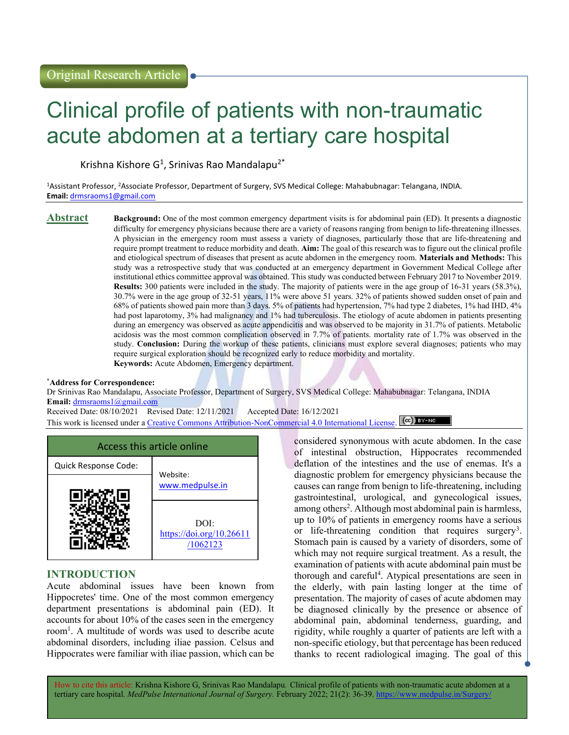Original Research Article

# Clinical profile of patients with non-traumatic acute abdomen at a tertiary care hospital

Krishna Kishore G[1], Srinivas Rao Mandalapu[2*]

[1]Assistant Professor, [2]Associate Professor, Department of Surgery, SVS Medical College: Mahabubnagar: Telangana, INDIA.
**Email:** drmsraoms1@gmail.com

## Abstract

**Background:** One of the most common emergency department visits is for abdominal pain (ED). It presents a diagnostic difficulty for emergency physicians because there are a variety of reasons ranging from benign to life-threatening illnesses. A physician in the emergency room must assess a variety of diagnoses, particularly those that are life-threatening and require prompt treatment to reduce morbidity and death. **Aim:** The goal of this research was to figure out the clinical profile and etiological spectrum of diseases that present as acute abdomen in the emergency room. **Materials and Methods:** This study was a retrospective study that was conducted at an emergency department in Government Medical College after institutional ethics committee approval was obtained. This study was conducted between February 2017 to November 2019. **Results:** 300 patients were included in the study. The majority of patients were in the age group of 16-31 years (58.3%), 30.7% were in the age group of 32-51 years, 11% were above 51 years. 32% of patients showed sudden onset of pain and 68% of patients showed pain more than 3 days. 5% of patients had hypertension, 7% had type 2 diabetes, 1% had IHD, 4% had post laparotomy, 3% had malignancy and 1% had tuberculosis. The etiology of acute abdomen in patients presenting during an emergency was observed as acute appendicitis and was observed to be majority in 31.7% of patients. Metabolic acidosis was the most common complication observed in 7.7% of patients. mortality rate of 1.7% was observed in the study. **Conclusion:** During the workup of these patients, clinicians must explore several diagnoses; patients who may require surgical exploration should be recognized early to reduce morbidity and mortality.
**Keywords:** Acute Abdomen, Emergency department.

**\*Address for Correspondence:**
Dr Srinivas Rao Mandalapu, Associate Professor, Department of Surgery, SVS Medical College: Mahabubnagar: Telangana, INDIA
**Email:** drmsraoms1@gmail.com
Received Date: 08/10/2021 Revised Date: 12/11/2021 Accepted Date: 16/12/2021
This work is licensed under a Creative Commons Attribution-NonCommercial 4.0 International License.

| Access this article online | |
|---|---|
| Quick Response Code: | Website: www.medpulse.in |
| | DOI: https://doi.org/10.26611/1062123 |

## INTRODUCTION

Acute abdominal issues have been known from Hippocretes' time. One of the most common emergency department presentations is abdominal pain (ED). It accounts for about 10% of the cases seen in the emergency room[1]. A multitude of words was used to describe acute abdominal disorders, including iliae passion. Celsus and Hippocrates were familiar with iliae passion, which can be considered synonymous with acute abdomen. In the case of intestinal obstruction, Hippocrates recommended deflation of the intestines and the use of enemas. It's a diagnostic problem for emergency physicians because the causes can range from benign to life-threatening, including gastrointestinal, urological, and gynecological issues, among others[2]. Although most abdominal pain is harmless, up to 10% of patients in emergency rooms have a serious or life-threatening condition that requires surgery[3]. Stomach pain is caused by a variety of disorders, some of which may not require surgical treatment. As a result, the examination of patients with acute abdominal pain must be thorough and careful[4]. Atypical presentations are seen in the elderly, with pain lasting longer at the time of presentation. The majority of cases of acute abdomen may be diagnosed clinically by the presence or absence of abdominal pain, abdominal tenderness, guarding, and rigidity, while roughly a quarter of patients are left with a non-specific etiology, but that percentage has been reduced thanks to recent radiological imaging. The goal of this

How to cite this article: Krishna Kishore G, Srinivas Rao Mandalapu. Clinical profile of patients with non-traumatic acute abdomen at a tertiary care hospital. *MedPulse International Journal of Surgery.* February 2022; 21(2): 36-39. https://www.medpulse.in/Surgery/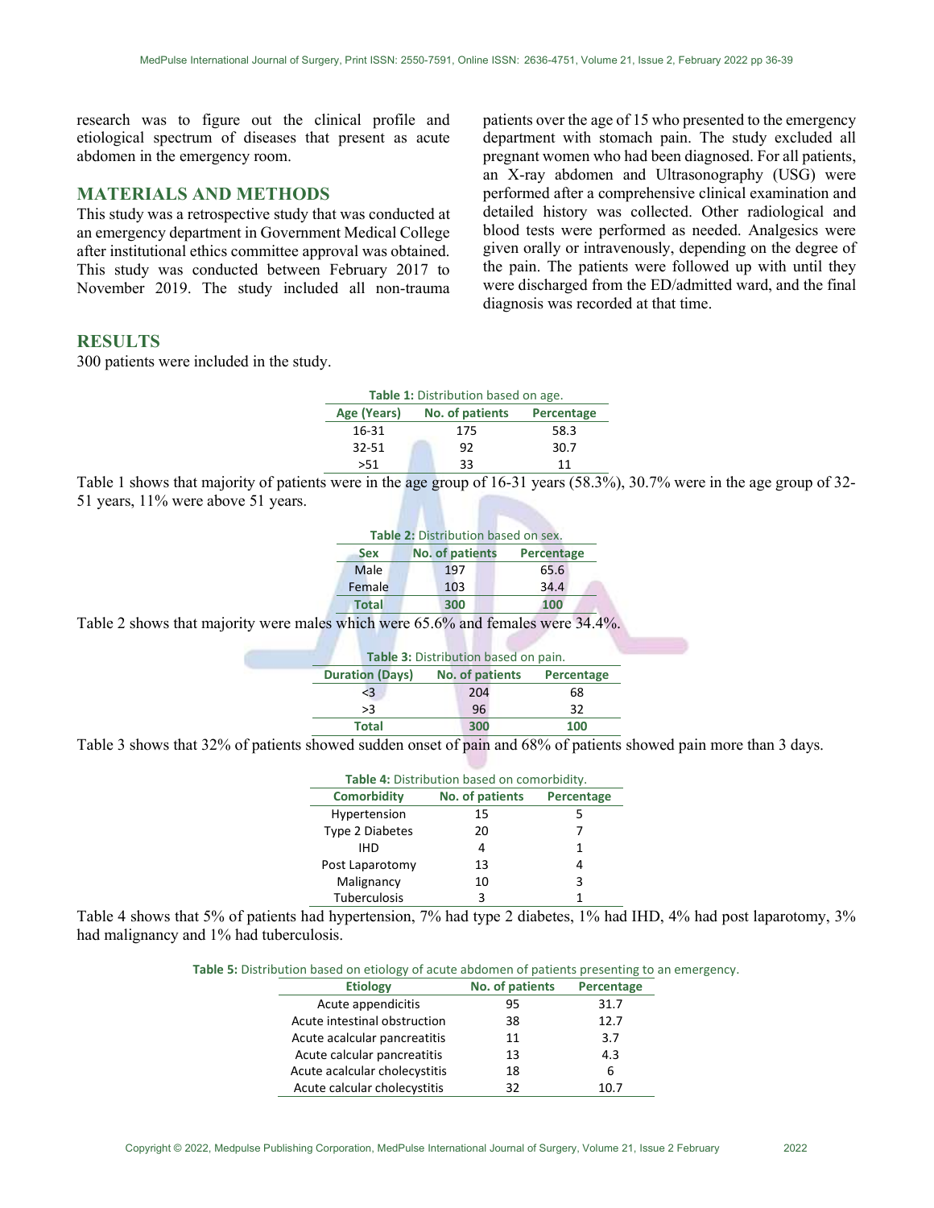research was to figure out the clinical profile and etiological spectrum of diseases that present as acute abdomen in the emergency room.

## MATERIALS AND METHODS

This study was a retrospective study that was conducted at an emergency department in Government Medical College after institutional ethics committee approval was obtained. This study was conducted between February 2017 to November 2019. The study included all non-trauma patients over the age of 15 who presented to the emergency department with stomach pain. The study excluded all pregnant women who had been diagnosed. For all patients, an X-ray abdomen and Ultrasonography (USG) were performed after a comprehensive clinical examination and detailed history was collected. Other radiological and blood tests were performed as needed. Analgesics were given orally or intravenously, depending on the degree of the pain. The patients were followed up with until they were discharged from the ED/admitted ward, and the final diagnosis was recorded at that time.

## RESULTS

300 patients were included in the study.

**Table 1:** Distribution based on age.

| Age (Years) | No. of patients | Percentage |
|---|---|---|
| 16-31 | 175 | 58.3 |
| 32-51 | 92 | 30.7 |
| >51 | 33 | 11 |

Table 1 shows that majority of patients were in the age group of 16-31 years (58.3%), 30.7% were in the age group of 32-51 years, 11% were above 51 years.

**Table 2:** Distribution based on sex.

| Sex | No. of patients | Percentage |
|---|---|---|
| Male | 197 | 65.6 |
| Female | 103 | 34.4 |
| **Total** | **300** | **100** |

Table 2 shows that majority were males which were 65.6% and females were 34.4%.

**Table 3:** Distribution based on pain.

| Duration (Days) | No. of patients | Percentage |
|---|---|---|
| <3 | 204 | 68 |
| >3 | 96 | 32 |
| **Total** | **300** | **100** |

Table 3 shows that 32% of patients showed sudden onset of pain and 68% of patients showed pain more than 3 days.

**Table 4:** Distribution based on comorbidity.

| Comorbidity | No. of patients | Percentage |
|---|---|---|
| Hypertension | 15 | 5 |
| Type 2 Diabetes | 20 | 7 |
| IHD | 4 | 1 |
| Post Laparotomy | 13 | 4 |
| Malignancy | 10 | 3 |
| Tuberculosis | 3 | 1 |

Table 4 shows that 5% of patients had hypertension, 7% had type 2 diabetes, 1% had IHD, 4% had post laparotomy, 3% had malignancy and 1% had tuberculosis.

**Table 5:** Distribution based on etiology of acute abdomen of patients presenting to an emergency.

| Etiology | No. of patients | Percentage |
|---|---|---|
| Acute appendicitis | 95 | 31.7 |
| Acute intestinal obstruction | 38 | 12.7 |
| Acute acalcular pancreatitis | 11 | 3.7 |
| Acute calcular pancreatitis | 13 | 4.3 |
| Acute acalcular cholecystitis | 18 | 6 |
| Acute calcular cholecystitis | 32 | 10.7 |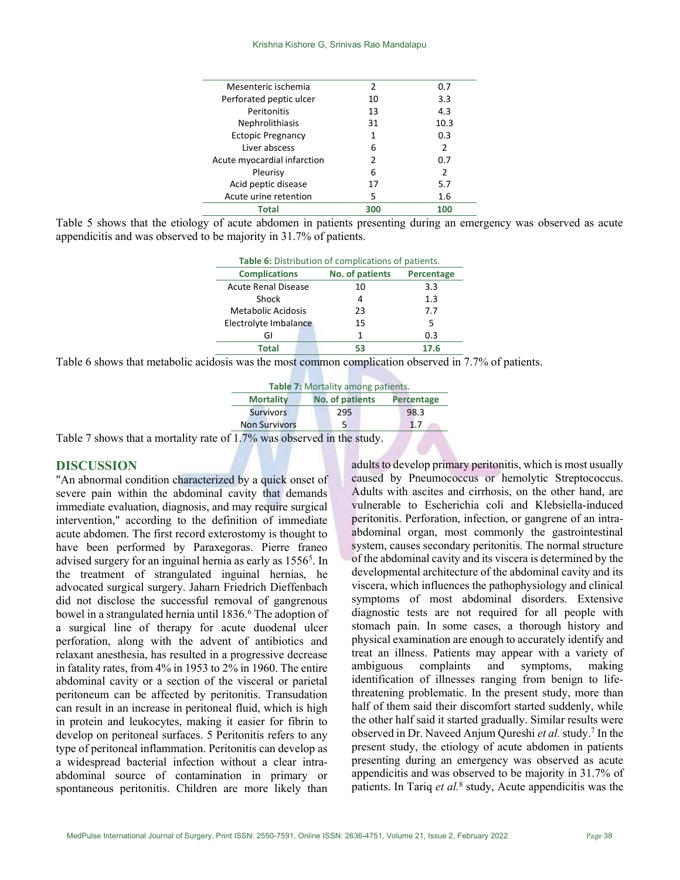| | | |
|---|---|---|
| Mesenteric ischemia | 2 | 0.7 |
| Perforated peptic ulcer | 10 | 3.3 |
| Peritonitis | 13 | 4.3 |
| Nephrolithiasis | 31 | 10.3 |
| Ectopic Pregnancy | 1 | 0.3 |
| Liver abscess | 6 | 2 |
| Acute myocardial infarction | 2 | 0.7 |
| Pleurisy | 6 | 2 |
| Acid peptic disease | 17 | 5.7 |
| Acute urine retention | 5 | 1.6 |
| **Total** | **300** | **100** |

Table 5 shows that the etiology of acute abdomen in patients presenting during an emergency was observed as acute appendicitis and was observed to be majority in 31.7% of patients.

**Table 6:** Distribution of complications of patients.

| Complications | No. of patients | Percentage |
|---|---|---|
| Acute Renal Disease | 10 | 3.3 |
| Shock | 4 | 1.3 |
| Metabolic Acidosis | 23 | 7.7 |
| Electrolyte Imbalance | 15 | 5 |
| GI | 1 | 0.3 |
| **Total** | **53** | **17.6** |

Table 6 shows that metabolic acidosis was the most common complication observed in 7.7% of patients.

**Table 7:** Mortality among patients.

| Mortality | No. of patients | Percentage |
|---|---|---|
| Survivors | 295 | 98.3 |
| Non Survivors | 5 | 1.7 |

Table 7 shows that a mortality rate of 1.7% was observed in the study.

## DISCUSSION

"An abnormal condition characterized by a quick onset of severe pain within the abdominal cavity that demands immediate evaluation, diagnosis, and may require surgical intervention," according to the definition of immediate acute abdomen. The first record exterostomy is thought to have been performed by Paraxegoras. Pierre franeo advised surgery for an inguinal hernia as early as 1556[5]. In the treatment of strangulated inguinal hernias, he advocated surgical surgery. Jaharn Friedrich Dieffenbach did not disclose the successful removal of gangrenous bowel in a strangulated hernia until 1836.[6] The adoption of a surgical line of therapy for acute duodenal ulcer perforation, along with the advent of antibiotics and relaxant anesthesia, has resulted in a progressive decrease in fatality rates, from 4% in 1953 to 2% in 1960. The entire abdominal cavity or a section of the visceral or parietal peritoneum can be affected by peritonitis. Transudation can result in an increase in peritoneal fluid, which is high in protein and leukocytes, making it easier for fibrin to develop on peritoneal surfaces. 5 Peritonitis refers to any type of peritoneal inflammation. Peritonitis can develop as a widespread bacterial infection without a clear intra-abdominal source of contamination in primary or spontaneous peritonitis. Children are more likely than adults to develop primary peritonitis, which is most usually caused by Pneumococcus or hemolytic Streptococcus. Adults with ascites and cirrhosis, on the other hand, are vulnerable to Escherichia coli and Klebsiella-induced peritonitis. Perforation, infection, or gangrene of an intra-abdominal organ, most commonly the gastrointestinal system, causes secondary peritonitis. The normal structure of the abdominal cavity and its viscera is determined by the developmental architecture of the abdominal cavity and its viscera, which influences the pathophysiology and clinical symptoms of most abdominal disorders. Extensive diagnostic tests are not required for all people with stomach pain. In some cases, a thorough history and physical examination are enough to accurately identify and treat an illness. Patients may appear with a variety of ambiguous complaints and symptoms, making identification of illnesses ranging from benign to life-threatening problematic. In the present study, more than half of them said their discomfort started suddenly, while the other half said it started gradually. Similar results were observed in Dr. Naveed Anjum Qureshi *et al.* study.[7] In the present study, the etiology of acute abdomen in patients presenting during an emergency was observed as acute appendicitis and was observed to be majority in 31.7% of patients. In Tariq *et al.*[8] study, Acute appendicitis was the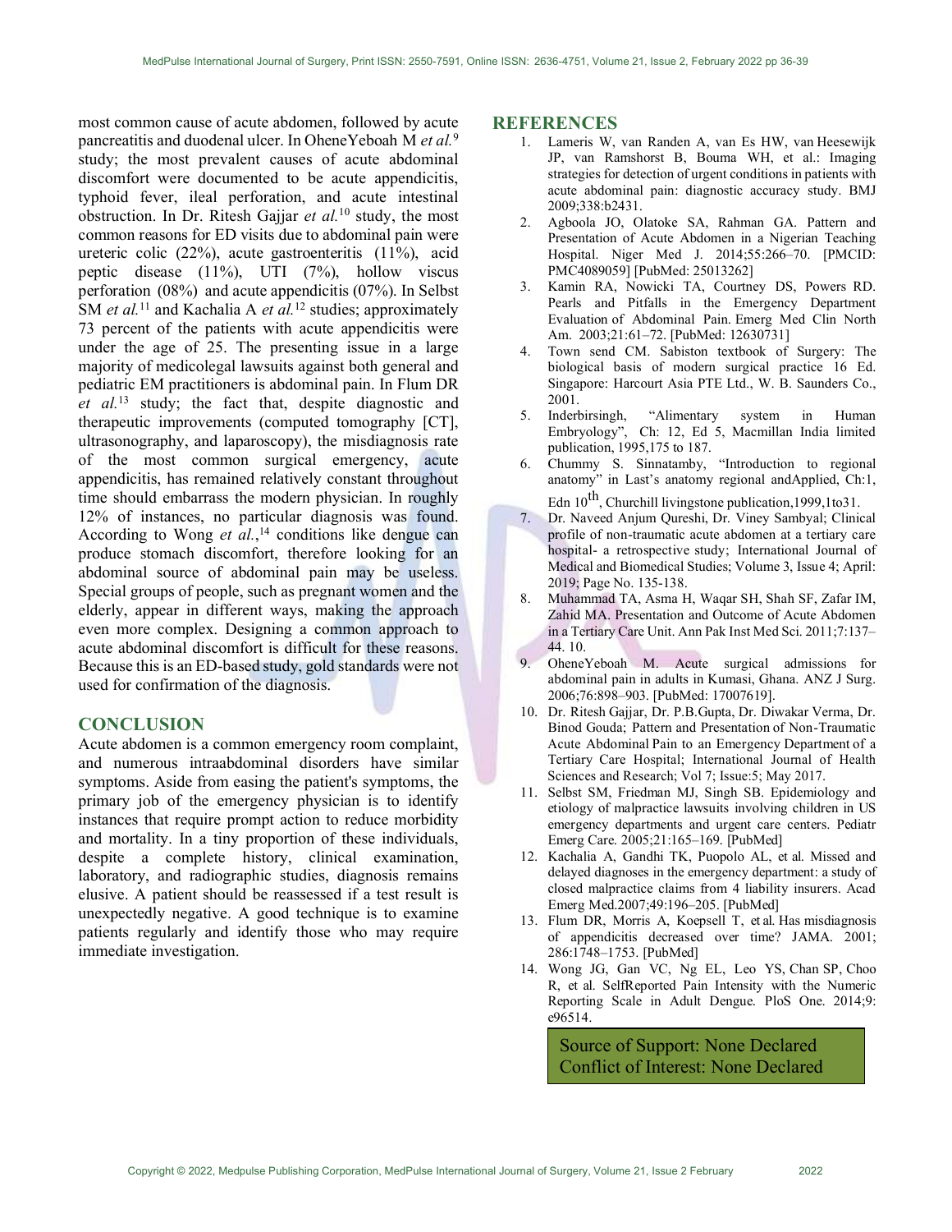most common cause of acute abdomen, followed by acute pancreatitis and duodenal ulcer. In OheneYeboah M *et al.*[9] study; the most prevalent causes of acute abdominal discomfort were documented to be acute appendicitis, typhoid fever, ileal perforation, and acute intestinal obstruction. In Dr. Ritesh Gajjar *et al.*[10] study, the most common reasons for ED visits due to abdominal pain were ureteric colic (22%), acute gastroenteritis (11%), acid peptic disease (11%), UTI (7%), hollow viscus perforation (08%) and acute appendicitis (07%). In Selbst SM *et al.*[11] and Kachalia A *et al.*[12] studies; approximately 73 percent of the patients with acute appendicitis were under the age of 25. The presenting issue in a large majority of medicolegal lawsuits against both general and pediatric EM practitioners is abdominal pain. In Flum DR *et al.*[13] study; the fact that, despite diagnostic and therapeutic improvements (computed tomography [CT], ultrasonography, and laparoscopy), the misdiagnosis rate of the most common surgical emergency, acute appendicitis, has remained relatively constant throughout time should embarrass the modern physician. In roughly 12% of instances, no particular diagnosis was found. According to Wong *et al.*,[14] conditions like dengue can produce stomach discomfort, therefore looking for an abdominal source of abdominal pain may be useless. Special groups of people, such as pregnant women and the elderly, appear in different ways, making the approach even more complex. Designing a common approach to acute abdominal discomfort is difficult for these reasons. Because this is an ED-based study, gold standards were not used for confirmation of the diagnosis.

## CONCLUSION

Acute abdomen is a common emergency room complaint, and numerous intraabdominal disorders have similar symptoms. Aside from easing the patient's symptoms, the primary job of the emergency physician is to identify instances that require prompt action to reduce morbidity and mortality. In a tiny proportion of these individuals, despite a complete history, clinical examination, laboratory, and radiographic studies, diagnosis remains elusive. A patient should be reassessed if a test result is unexpectedly negative. A good technique is to examine patients regularly and identify those who may require immediate investigation.

## REFERENCES

1. Lameris W, van Randen A, van Es HW, van Heesewijk JP, van Ramshorst B, Bouma WH, et al.: Imaging strategies for detection of urgent conditions in patients with acute abdominal pain: diagnostic accuracy study. BMJ 2009;338:b2431.
2. Agboola JO, Olatoke SA, Rahman GA. Pattern and Presentation of Acute Abdomen in a Nigerian Teaching Hospital. Niger Med J. 2014;55:266–70. [PMCID: PMC4089059] [PubMed: 25013262]
3. Kamin RA, Nowicki TA, Courtney DS, Powers RD. Pearls and Pitfalls in the Emergency Department Evaluation of Abdominal Pain. Emerg Med Clin North Am. 2003;21:61–72. [PubMed: 12630731]
4. Town send CM. Sabiston textbook of Surgery: The biological basis of modern surgical practice 16 Ed. Singapore: Harcourt Asia PTE Ltd., W. B. Saunders Co., 2001.
5. Inderbirsingh, "Alimentary system in Human Embryology", Ch: 12, Ed 5, Macmillan India limited publication, 1995,175 to 187.
6. Chummy S. Sinnatamby, "Introduction to regional anatomy" in Last's anatomy regional andApplied, Ch:1, Edn 10$^{th}$, Churchill livingstone publication,1999,1to31.
7. Dr. Naveed Anjum Qureshi, Dr. Viney Sambyal; Clinical profile of non-traumatic acute abdomen at a tertiary care hospital- a retrospective study; International Journal of Medical and Biomedical Studies; Volume 3, Issue 4; April: 2019; Page No. 135-138.
8. Muhammad TA, Asma H, Waqar SH, Shah SF, Zafar IM, Zahid MA. Presentation and Outcome of Acute Abdomen in a Tertiary Care Unit. Ann Pak Inst Med Sci. 2011;7:137–44. 10.
9. OheneYeboah M. Acute surgical admissions for abdominal pain in adults in Kumasi, Ghana. ANZ J Surg. 2006;76:898–903. [PubMed: 17007619].
10. Dr. Ritesh Gajjar, Dr. P.B.Gupta, Dr. Diwakar Verma, Dr. Binod Gouda; Pattern and Presentation of Non-Traumatic Acute Abdominal Pain to an Emergency Department of a Tertiary Care Hospital; International Journal of Health Sciences and Research; Vol 7; Issue:5; May 2017.
11. Selbst SM, Friedman MJ, Singh SB. Epidemiology and etiology of malpractice lawsuits involving children in US emergency departments and urgent care centers. Pediatr Emerg Care. 2005;21:165–169. [PubMed]
12. Kachalia A, Gandhi TK, Puopolo AL, et al. Missed and delayed diagnoses in the emergency department: a study of closed malpractice claims from 4 liability insurers. Acad Emerg Med.2007;49:196–205. [PubMed]
13. Flum DR, Morris A, Koepsell T, et al. Has misdiagnosis of appendicitis decreased over time? JAMA. 2001; 286:1748–1753. [PubMed]
14. Wong JG, Gan VC, Ng EL, Leo YS, Chan SP, Choo R, et al. SelfReported Pain Intensity with the Numeric Reporting Scale in Adult Dengue. PloS One. 2014;9: e96514.

Source of Support: None Declared
Conflict of Interest: None Declared